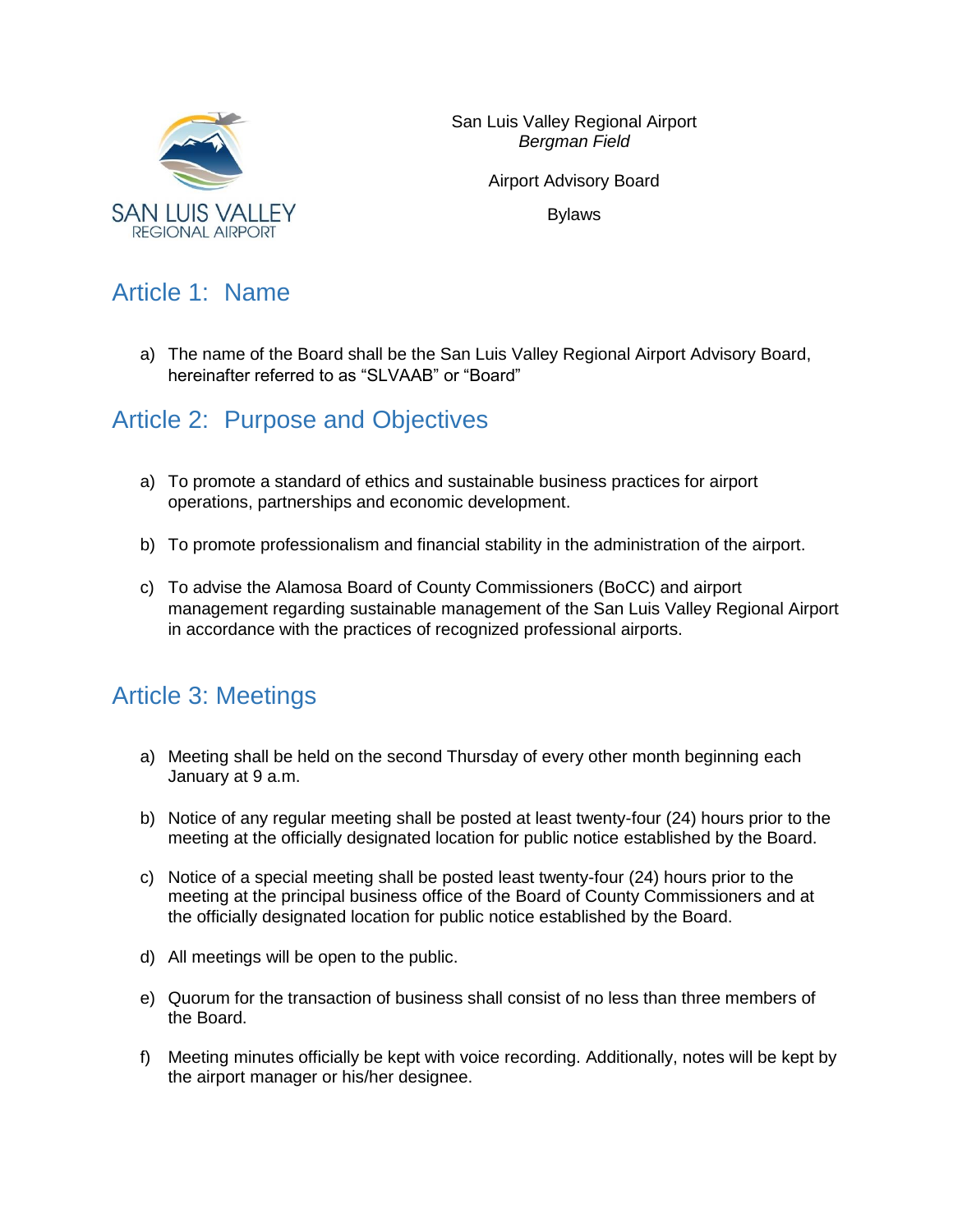San Luis Valley Regional Airport
*Bergman Field*

Airport Advisory Board

Bylaws

## Article 1: Name

a) The name of the Board shall be the San Luis Valley Regional Airport Advisory Board, hereinafter referred to as "SLVAAB" or "Board"

## Article 2: Purpose and Objectives

a) To promote a standard of ethics and sustainable business practices for airport operations, partnerships and economic development.

b) To promote professionalism and financial stability in the administration of the airport.

c) To advise the Alamosa Board of County Commissioners (BoCC) and airport management regarding sustainable management of the San Luis Valley Regional Airport in accordance with the practices of recognized professional airports.

## Article 3: Meetings

a) Meeting shall be held on the second Thursday of every other month beginning each January at 9 a.m.

b) Notice of any regular meeting shall be posted at least twenty-four (24) hours prior to the meeting at the officially designated location for public notice established by the Board.

c) Notice of a special meeting shall be posted least twenty-four (24) hours prior to the meeting at the principal business office of the Board of County Commissioners and at the officially designated location for public notice established by the Board.

d) All meetings will be open to the public.

e) Quorum for the transaction of business shall consist of no less than three members of the Board.

f) Meeting minutes officially be kept with voice recording. Additionally, notes will be kept by the airport manager or his/her designee.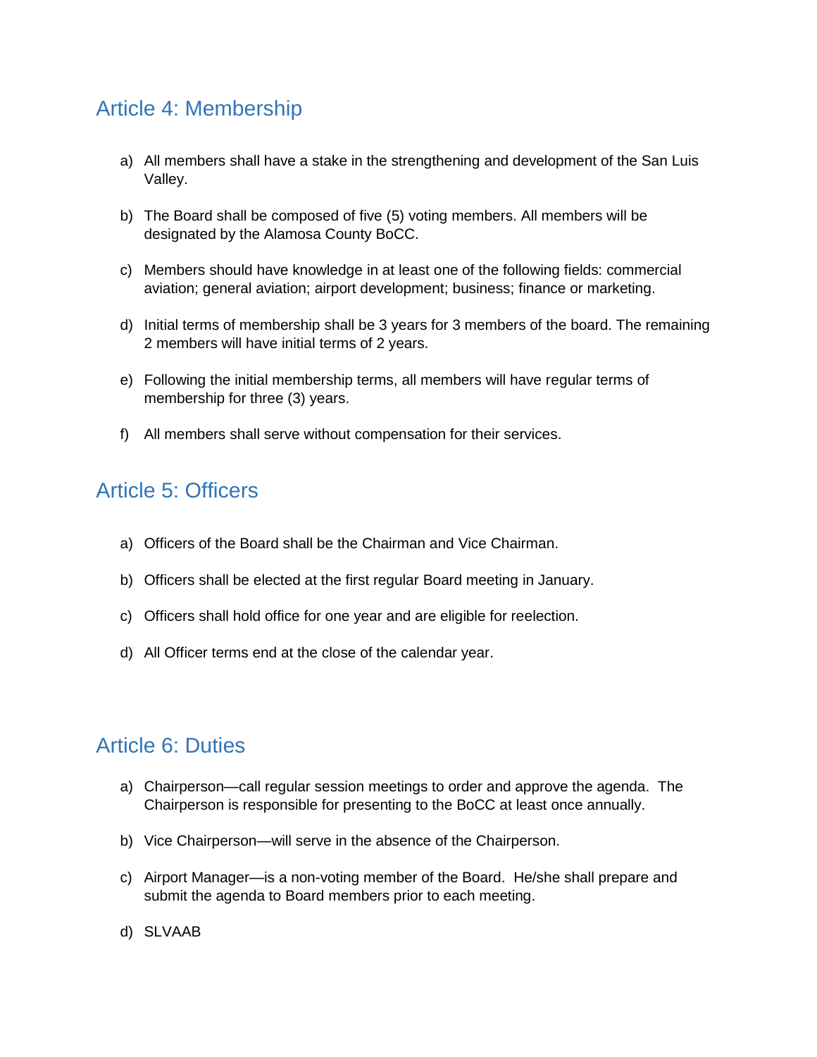## Article 4: Membership

a) All members shall have a stake in the strengthening and development of the San Luis Valley.

b) The Board shall be composed of five (5) voting members. All members will be designated by the Alamosa County BoCC.

c) Members should have knowledge in at least one of the following fields: commercial aviation; general aviation; airport development; business; finance or marketing.

d) Initial terms of membership shall be 3 years for 3 members of the board. The remaining 2 members will have initial terms of 2 years.

e) Following the initial membership terms, all members will have regular terms of membership for three (3) years.

f) All members shall serve without compensation for their services.

## Article 5: Officers

a) Officers of the Board shall be the Chairman and Vice Chairman.

b) Officers shall be elected at the first regular Board meeting in January.

c) Officers shall hold office for one year and are eligible for reelection.

d) All Officer terms end at the close of the calendar year.

## Article 6: Duties

a) Chairperson—call regular session meetings to order and approve the agenda. The Chairperson is responsible for presenting to the BoCC at least once annually.

b) Vice Chairperson—will serve in the absence of the Chairperson.

c) Airport Manager—is a non-voting member of the Board. He/she shall prepare and submit the agenda to Board members prior to each meeting.

d) SLVAAB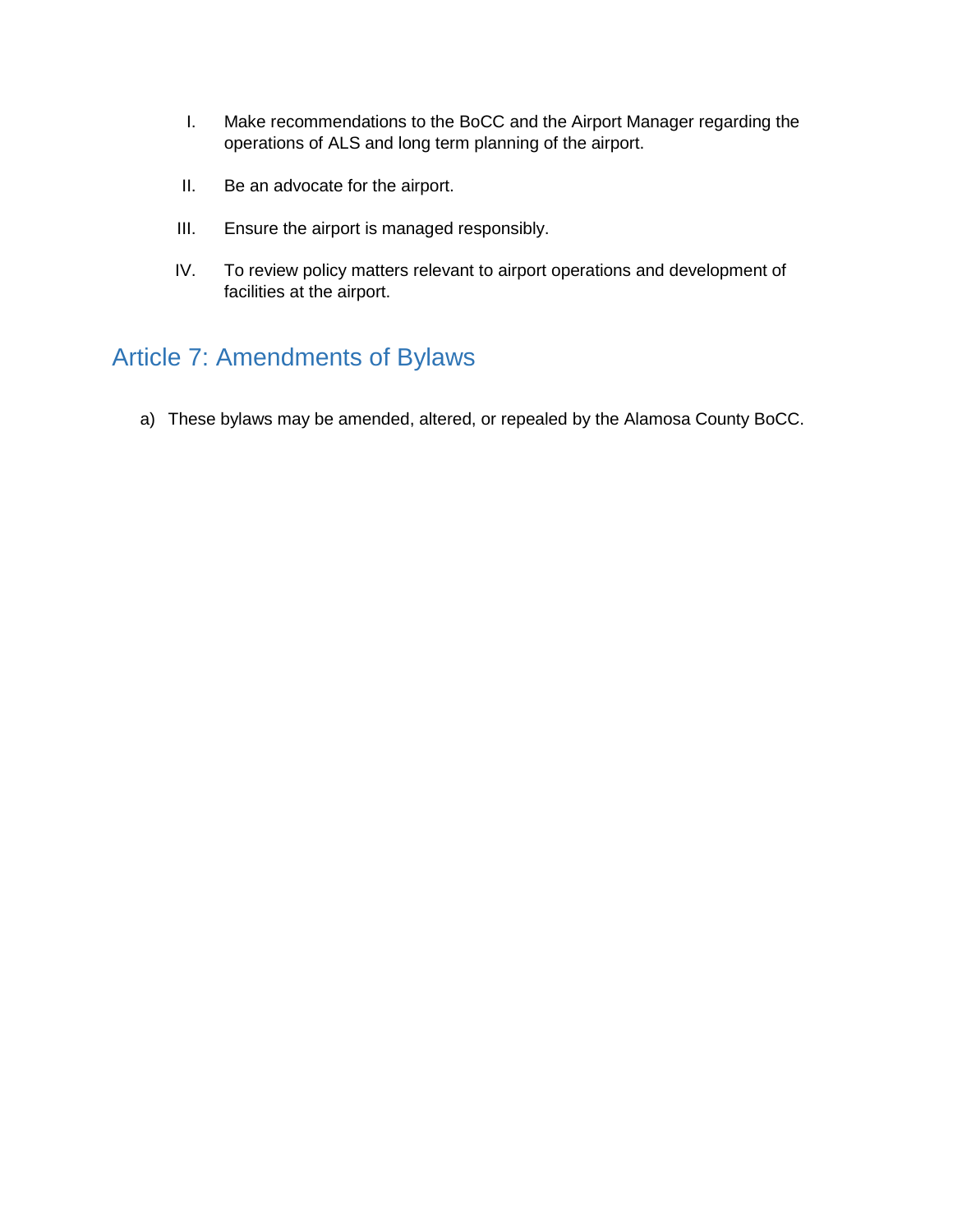I. Make recommendations to the BoCC and the Airport Manager regarding the operations of ALS and long term planning of the airport.

II. Be an advocate for the airport.

III. Ensure the airport is managed responsibly.

IV. To review policy matters relevant to airport operations and development of facilities at the airport.

## Article 7: Amendments of Bylaws

a) These bylaws may be amended, altered, or repealed by the Alamosa County BoCC.